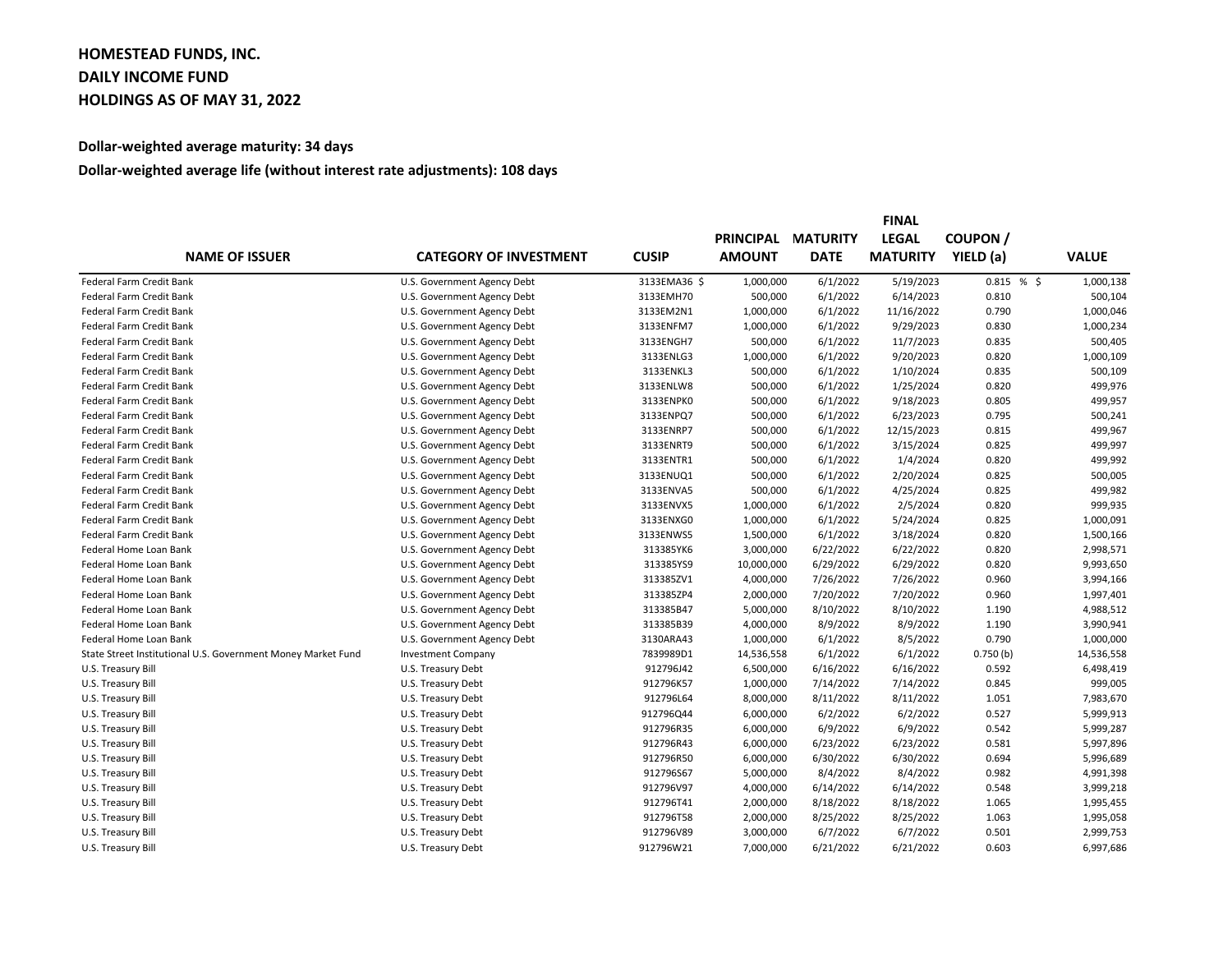# HOMESTEAD FUNDS, INC.
# DAILY INCOME FUND
# HOLDINGS AS OF MAY 31, 2022

**Dollar-weighted average maturity: 34 days**

**Dollar-weighted average life (without interest rate adjustments): 108 days**

| NAME OF ISSUER | CATEGORY OF INVESTMENT | CUSIP | PRINCIPAL AMOUNT | MATURITY DATE | FINAL LEGAL MATURITY | COUPON / YIELD (a) | VALUE |
|---|---|---|---|---|---|---|---|
| Federal Farm Credit Bank | U.S. Government Agency Debt | 3133EMA36 $ | 1,000,000 | 6/1/2022 | 5/19/2023 | 0.815 % $ | 1,000,138 |
| Federal Farm Credit Bank | U.S. Government Agency Debt | 3133EMH70 | 500,000 | 6/1/2022 | 6/14/2023 | 0.810 | 500,104 |
| Federal Farm Credit Bank | U.S. Government Agency Debt | 3133EM2N1 | 1,000,000 | 6/1/2022 | 11/16/2022 | 0.790 | 1,000,046 |
| Federal Farm Credit Bank | U.S. Government Agency Debt | 3133ENFM7 | 1,000,000 | 6/1/2022 | 9/29/2023 | 0.830 | 1,000,234 |
| Federal Farm Credit Bank | U.S. Government Agency Debt | 3133ENGH7 | 500,000 | 6/1/2022 | 11/7/2023 | 0.835 | 500,405 |
| Federal Farm Credit Bank | U.S. Government Agency Debt | 3133ENLG3 | 1,000,000 | 6/1/2022 | 9/20/2023 | 0.820 | 1,000,109 |
| Federal Farm Credit Bank | U.S. Government Agency Debt | 3133ENKL3 | 500,000 | 6/1/2022 | 1/10/2024 | 0.835 | 500,109 |
| Federal Farm Credit Bank | U.S. Government Agency Debt | 3133ENLW8 | 500,000 | 6/1/2022 | 1/25/2024 | 0.820 | 499,976 |
| Federal Farm Credit Bank | U.S. Government Agency Debt | 3133ENPK0 | 500,000 | 6/1/2022 | 9/18/2023 | 0.805 | 499,957 |
| Federal Farm Credit Bank | U.S. Government Agency Debt | 3133ENPQ7 | 500,000 | 6/1/2022 | 6/23/2023 | 0.795 | 500,241 |
| Federal Farm Credit Bank | U.S. Government Agency Debt | 3133ENRP7 | 500,000 | 6/1/2022 | 12/15/2023 | 0.815 | 499,967 |
| Federal Farm Credit Bank | U.S. Government Agency Debt | 3133ENRT9 | 500,000 | 6/1/2022 | 3/15/2024 | 0.825 | 499,997 |
| Federal Farm Credit Bank | U.S. Government Agency Debt | 3133ENTR1 | 500,000 | 6/1/2022 | 1/4/2024 | 0.820 | 499,992 |
| Federal Farm Credit Bank | U.S. Government Agency Debt | 3133ENUQ1 | 500,000 | 6/1/2022 | 2/20/2024 | 0.825 | 500,005 |
| Federal Farm Credit Bank | U.S. Government Agency Debt | 3133ENVA5 | 500,000 | 6/1/2022 | 4/25/2024 | 0.825 | 499,982 |
| Federal Farm Credit Bank | U.S. Government Agency Debt | 3133ENVX5 | 1,000,000 | 6/1/2022 | 2/5/2024 | 0.820 | 999,935 |
| Federal Farm Credit Bank | U.S. Government Agency Debt | 3133ENXG0 | 1,000,000 | 6/1/2022 | 5/24/2024 | 0.825 | 1,000,091 |
| Federal Farm Credit Bank | U.S. Government Agency Debt | 3133ENWS5 | 1,500,000 | 6/1/2022 | 3/18/2024 | 0.820 | 1,500,166 |
| Federal Home Loan Bank | U.S. Government Agency Debt | 313385YK6 | 3,000,000 | 6/22/2022 | 6/22/2022 | 0.820 | 2,998,571 |
| Federal Home Loan Bank | U.S. Government Agency Debt | 313385YS9 | 10,000,000 | 6/29/2022 | 6/29/2022 | 0.820 | 9,993,650 |
| Federal Home Loan Bank | U.S. Government Agency Debt | 313385ZV1 | 4,000,000 | 7/26/2022 | 7/26/2022 | 0.960 | 3,994,166 |
| Federal Home Loan Bank | U.S. Government Agency Debt | 313385ZP4 | 2,000,000 | 7/20/2022 | 7/20/2022 | 0.960 | 1,997,401 |
| Federal Home Loan Bank | U.S. Government Agency Debt | 313385B47 | 5,000,000 | 8/10/2022 | 8/10/2022 | 1.190 | 4,988,512 |
| Federal Home Loan Bank | U.S. Government Agency Debt | 313385B39 | 4,000,000 | 8/9/2022 | 8/9/2022 | 1.190 | 3,990,941 |
| Federal Home Loan Bank | U.S. Government Agency Debt | 3130ARA43 | 1,000,000 | 6/1/2022 | 8/5/2022 | 0.790 | 1,000,000 |
| State Street Institutional U.S. Government Money Market Fund | Investment Company | 7839989D1 | 14,536,558 | 6/1/2022 | 6/1/2022 | 0.750 (b) | 14,536,558 |
| U.S. Treasury Bill | U.S. Treasury Debt | 912796J42 | 6,500,000 | 6/16/2022 | 6/16/2022 | 0.592 | 6,498,419 |
| U.S. Treasury Bill | U.S. Treasury Debt | 912796K57 | 1,000,000 | 7/14/2022 | 7/14/2022 | 0.845 | 999,005 |
| U.S. Treasury Bill | U.S. Treasury Debt | 912796L64 | 8,000,000 | 8/11/2022 | 8/11/2022 | 1.051 | 7,983,670 |
| U.S. Treasury Bill | U.S. Treasury Debt | 912796Q44 | 6,000,000 | 6/2/2022 | 6/2/2022 | 0.527 | 5,999,913 |
| U.S. Treasury Bill | U.S. Treasury Debt | 912796R35 | 6,000,000 | 6/9/2022 | 6/9/2022 | 0.542 | 5,999,287 |
| U.S. Treasury Bill | U.S. Treasury Debt | 912796R43 | 6,000,000 | 6/23/2022 | 6/23/2022 | 0.581 | 5,997,896 |
| U.S. Treasury Bill | U.S. Treasury Debt | 912796R50 | 6,000,000 | 6/30/2022 | 6/30/2022 | 0.694 | 5,996,689 |
| U.S. Treasury Bill | U.S. Treasury Debt | 912796S67 | 5,000,000 | 8/4/2022 | 8/4/2022 | 0.982 | 4,991,398 |
| U.S. Treasury Bill | U.S. Treasury Debt | 912796V97 | 4,000,000 | 6/14/2022 | 6/14/2022 | 0.548 | 3,999,218 |
| U.S. Treasury Bill | U.S. Treasury Debt | 912796T41 | 2,000,000 | 8/18/2022 | 8/18/2022 | 1.065 | 1,995,455 |
| U.S. Treasury Bill | U.S. Treasury Debt | 912796T58 | 2,000,000 | 8/25/2022 | 8/25/2022 | 1.063 | 1,995,058 |
| U.S. Treasury Bill | U.S. Treasury Debt | 912796V89 | 3,000,000 | 6/7/2022 | 6/7/2022 | 0.501 | 2,999,753 |
| U.S. Treasury Bill | U.S. Treasury Debt | 912796W21 | 7,000,000 | 6/21/2022 | 6/21/2022 | 0.603 | 6,997,686 |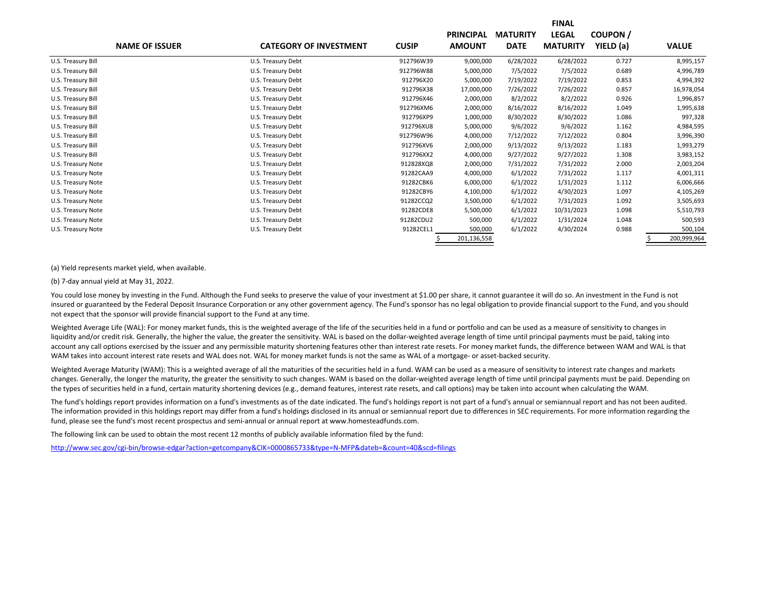| NAME OF ISSUER | CATEGORY OF INVESTMENT | CUSIP | PRINCIPAL AMOUNT | MATURITY DATE | FINAL LEGAL MATURITY | COUPON / YIELD (a) | VALUE |
|---|---|---|---|---|---|---|---|
| U.S. Treasury Bill | U.S. Treasury Debt | 912796W39 | 9,000,000 | 6/28/2022 | 6/28/2022 | 0.727 | 8,995,157 |
| U.S. Treasury Bill | U.S. Treasury Debt | 912796W88 | 5,000,000 | 7/5/2022 | 7/5/2022 | 0.689 | 4,996,789 |
| U.S. Treasury Bill | U.S. Treasury Debt | 912796X20 | 5,000,000 | 7/19/2022 | 7/19/2022 | 0.853 | 4,994,392 |
| U.S. Treasury Bill | U.S. Treasury Debt | 912796X38 | 17,000,000 | 7/26/2022 | 7/26/2022 | 0.857 | 16,978,054 |
| U.S. Treasury Bill | U.S. Treasury Debt | 912796X46 | 2,000,000 | 8/2/2022 | 8/2/2022 | 0.926 | 1,996,857 |
| U.S. Treasury Bill | U.S. Treasury Debt | 912796XM6 | 2,000,000 | 8/16/2022 | 8/16/2022 | 1.049 | 1,995,638 |
| U.S. Treasury Bill | U.S. Treasury Debt | 912796XP9 | 1,000,000 | 8/30/2022 | 8/30/2022 | 1.086 | 997,328 |
| U.S. Treasury Bill | U.S. Treasury Debt | 912796XU8 | 5,000,000 | 9/6/2022 | 9/6/2022 | 1.162 | 4,984,595 |
| U.S. Treasury Bill | U.S. Treasury Debt | 912796W96 | 4,000,000 | 7/12/2022 | 7/12/2022 | 0.804 | 3,996,390 |
| U.S. Treasury Bill | U.S. Treasury Debt | 912796XV6 | 2,000,000 | 9/13/2022 | 9/13/2022 | 1.183 | 1,993,279 |
| U.S. Treasury Bill | U.S. Treasury Debt | 912796XX2 | 4,000,000 | 9/27/2022 | 9/27/2022 | 1.308 | 3,983,152 |
| U.S. Treasury Note | U.S. Treasury Debt | 912828XQ8 | 2,000,000 | 7/31/2022 | 7/31/2022 | 2.000 | 2,003,204 |
| U.S. Treasury Note | U.S. Treasury Debt | 91282CAA9 | 4,000,000 | 6/1/2022 | 7/31/2022 | 1.117 | 4,001,311 |
| U.S. Treasury Note | U.S. Treasury Debt | 91282CBK6 | 6,000,000 | 6/1/2022 | 1/31/2023 | 1.112 | 6,006,666 |
| U.S. Treasury Note | U.S. Treasury Debt | 91282CBY6 | 4,100,000 | 6/1/2022 | 4/30/2023 | 1.097 | 4,105,269 |
| U.S. Treasury Note | U.S. Treasury Debt | 91282CCQ2 | 3,500,000 | 6/1/2022 | 7/31/2023 | 1.092 | 3,505,693 |
| U.S. Treasury Note | U.S. Treasury Debt | 91282CDE8 | 5,500,000 | 6/1/2022 | 10/31/2023 | 1.098 | 5,510,793 |
| U.S. Treasury Note | U.S. Treasury Debt | 91282CDU2 | 500,000 | 6/1/2022 | 1/31/2024 | 1.048 | 500,593 |
| U.S. Treasury Note | U.S. Treasury Debt | 91282CEL1 | 500,000 | 6/1/2022 | 4/30/2024 | 0.988 | 500,104 |
| | | | $ 201,136,558 | | | | $ 200,999,964 |

(a) Yield represents market yield, when available.

(b) 7-day annual yield at May 31, 2022.

You could lose money by investing in the Fund. Although the Fund seeks to preserve the value of your investment at $1.00 per share, it cannot guarantee it will do so. An investment in the Fund is not insured or guaranteed by the Federal Deposit Insurance Corporation or any other government agency. The Fund's sponsor has no legal obligation to provide financial support to the Fund, and you should not expect that the sponsor will provide financial support to the Fund at any time.

Weighted Average Life (WAL): For money market funds, this is the weighted average of the life of the securities held in a fund or portfolio and can be used as a measure of sensitivity to changes in liquidity and/or credit risk. Generally, the higher the value, the greater the sensitivity. WAL is based on the dollar-weighted average length of time until principal payments must be paid, taking into account any call options exercised by the issuer and any permissible maturity shortening features other than interest rate resets. For money market funds, the difference between WAM and WAL is that WAM takes into account interest rate resets and WAL does not. WAL for money market funds is not the same as WAL of a mortgage- or asset-backed security.

Weighted Average Maturity (WAM): This is a weighted average of all the maturities of the securities held in a fund. WAM can be used as a measure of sensitivity to interest rate changes and markets changes. Generally, the longer the maturity, the greater the sensitivity to such changes. WAM is based on the dollar-weighted average length of time until principal payments must be paid. Depending on the types of securities held in a fund, certain maturity shortening devices (e.g., demand features, interest rate resets, and call options) may be taken into account when calculating the WAM.

The fund's holdings report provides information on a fund's investments as of the date indicated. The fund's holdings report is not part of a fund's annual or semiannual report and has not been audited. The information provided in this holdings report may differ from a fund's holdings disclosed in its annual or semiannual report due to differences in SEC requirements. For more information regarding the fund, please see the fund's most recent prospectus and semi-annual or annual report at www.homesteadfunds.com.

The following link can be used to obtain the most recent 12 months of publicly available information filed by the fund:

http://www.sec.gov/cgi-bin/browse-edgar?action=getcompany&CIK=0000865733&type=N-MFP&dateb=&count=40&scd=filings